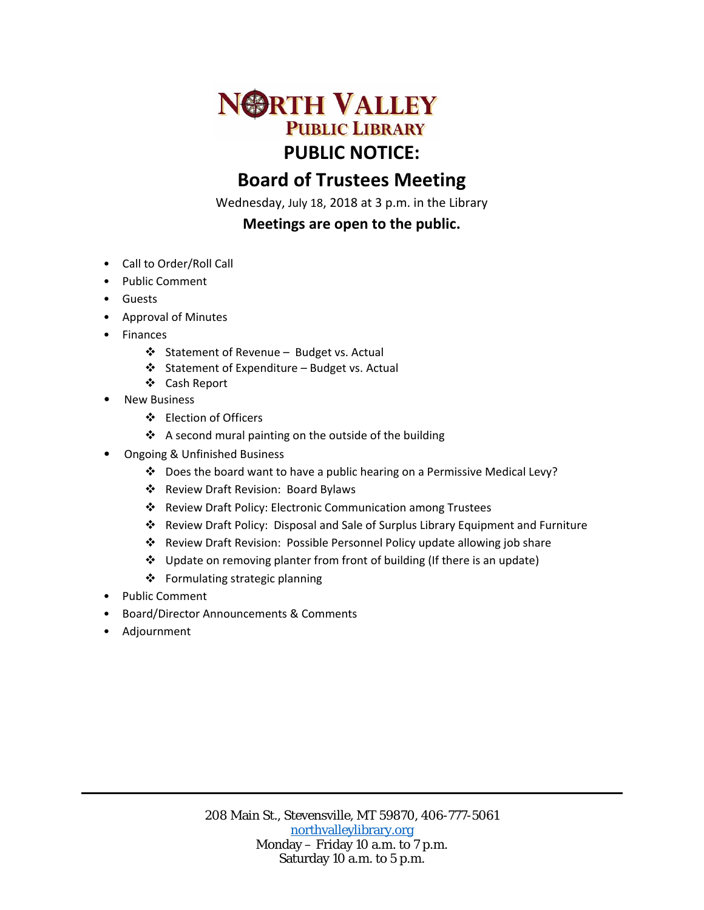# NORTH VALLEY PUBLIC LIBRARY

## PUBLIC NOTICE:

## Board of Trustees Meeting

Wednesday, July 18, 2018 at 3 p.m. in the Library

**Meetings are open to the public.**

- Call to Order/Roll Call
- Public Comment
- Guests
- Approval of Minutes
- Finances
  - ❖ Statement of Revenue – Budget vs. Actual
  - ❖ Statement of Expenditure – Budget vs. Actual
  - ❖ Cash Report
- New Business
  - ❖ Election of Officers
  - ❖ A second mural painting on the outside of the building
- Ongoing & Unfinished Business
  - ❖ Does the board want to have a public hearing on a Permissive Medical Levy?
  - ❖ Review Draft Revision: Board Bylaws
  - ❖ Review Draft Policy: Electronic Communication among Trustees
  - ❖ Review Draft Policy: Disposal and Sale of Surplus Library Equipment and Furniture
  - ❖ Review Draft Revision: Possible Personnel Policy update allowing job share
  - ❖ Update on removing planter from front of building (If there is an update)
  - ❖ Formulating strategic planning
- Public Comment
- Board/Director Announcements & Comments
- Adjournment

---

208 Main St., Stevensville, MT 59870, 406-777-5061
northvalleylibrary.org
Monday – Friday 10 a.m. to 7 p.m.
Saturday 10 a.m. to 5 p.m.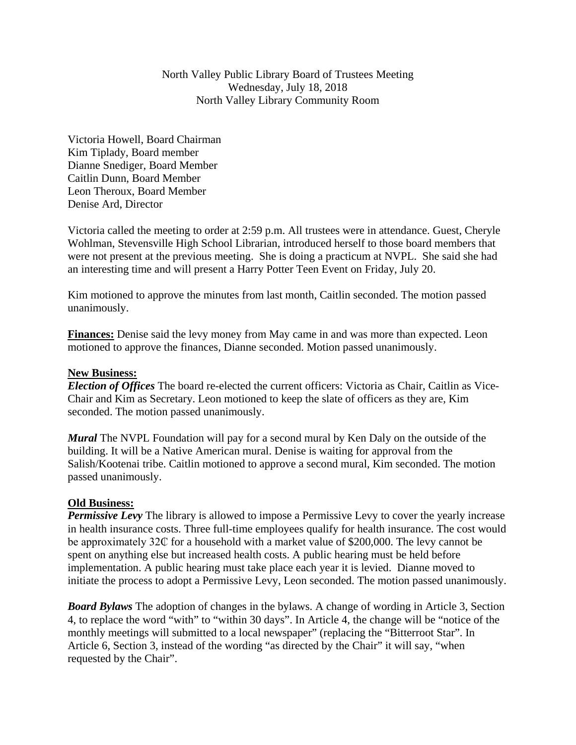North Valley Public Library Board of Trustees Meeting
Wednesday, July 18, 2018
North Valley Library Community Room

Victoria Howell, Board Chairman
Kim Tiplady, Board member
Dianne Snediger, Board Member
Caitlin Dunn, Board Member
Leon Theroux, Board Member
Denise Ard, Director

Victoria called the meeting to order at 2:59 p.m. All trustees were in attendance. Guest, Cheryle Wohlman, Stevensville High School Librarian, introduced herself to those board members that were not present at the previous meeting. She is doing a practicum at NVPL. She said she had an interesting time and will present a Harry Potter Teen Event on Friday, July 20.

Kim motioned to approve the minutes from last month, Caitlin seconded. The motion passed unanimously.

**Finances:** Denise said the levy money from May came in and was more than expected. Leon motioned to approve the finances, Dianne seconded. Motion passed unanimously.

**New Business:**

***Election of Offices*** The board re-elected the current officers: Victoria as Chair, Caitlin as Vice-Chair and Kim as Secretary. Leon motioned to keep the slate of officers as they are, Kim seconded. The motion passed unanimously.

***Mural*** The NVPL Foundation will pay for a second mural by Ken Daly on the outside of the building. It will be a Native American mural. Denise is waiting for approval from the Salish/Kootenai tribe. Caitlin motioned to approve a second mural, Kim seconded. The motion passed unanimously.

**Old Business:**

***Permissive Levy*** The library is allowed to impose a Permissive Levy to cover the yearly increase in health insurance costs. Three full-time employees qualify for health insurance. The cost would be approximately 32₵ for a household with a market value of $200,000. The levy cannot be spent on anything else but increased health costs. A public hearing must be held before implementation. A public hearing must take place each year it is levied. Dianne moved to initiate the process to adopt a Permissive Levy, Leon seconded. The motion passed unanimously.

***Board Bylaws*** The adoption of changes in the bylaws. A change of wording in Article 3, Section 4, to replace the word "with" to "within 30 days". In Article 4, the change will be "notice of the monthly meetings will submitted to a local newspaper" (replacing the "Bitterroot Star". In Article 6, Section 3, instead of the wording "as directed by the Chair" it will say, "when requested by the Chair".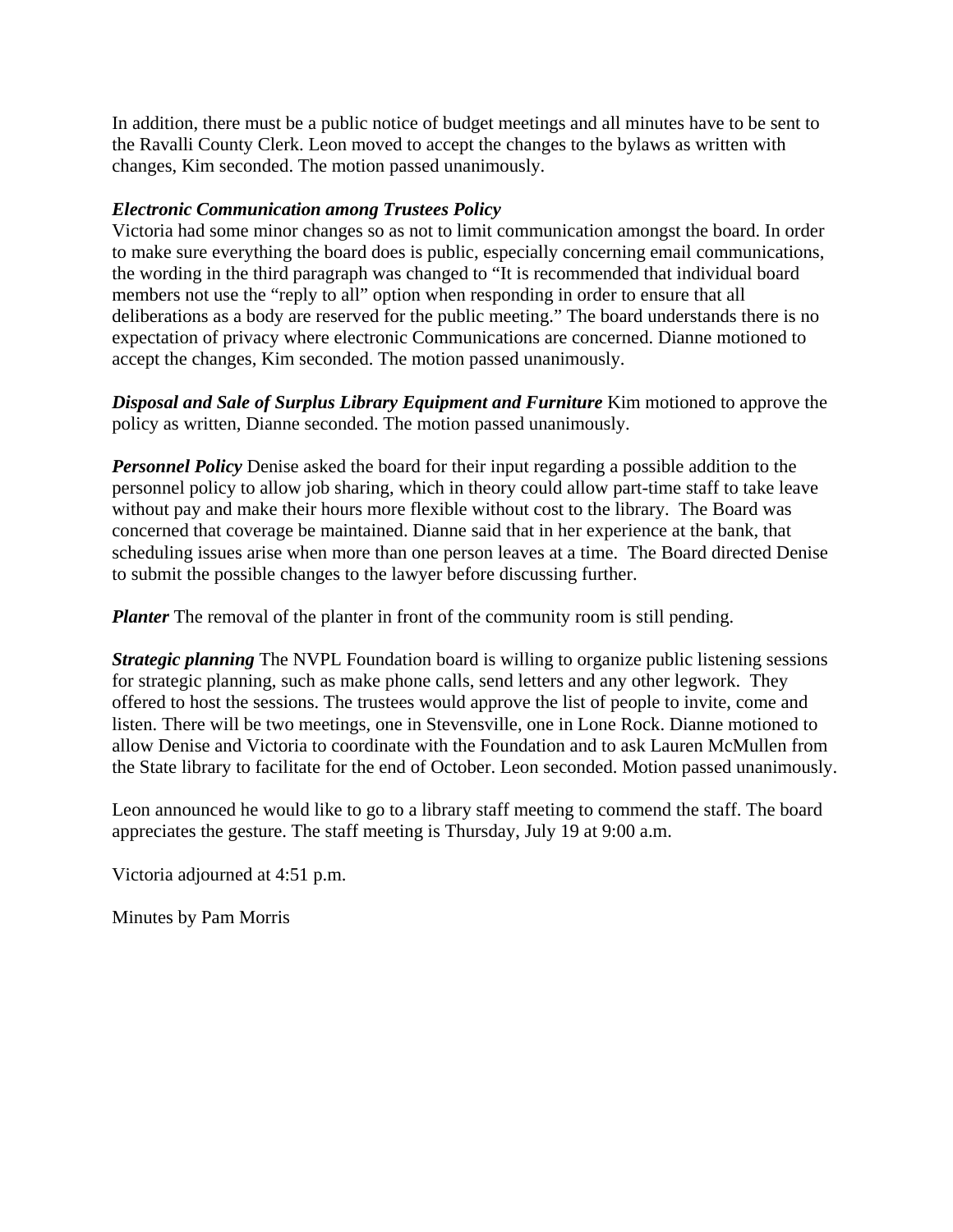In addition, there must be a public notice of budget meetings and all minutes have to be sent to the Ravalli County Clerk. Leon moved to accept the changes to the bylaws as written with changes, Kim seconded. The motion passed unanimously.

***Electronic Communication among Trustees Policy***
Victoria had some minor changes so as not to limit communication amongst the board. In order to make sure everything the board does is public, especially concerning email communications, the wording in the third paragraph was changed to "It is recommended that individual board members not use the "reply to all" option when responding in order to ensure that all deliberations as a body are reserved for the public meeting." The board understands there is no expectation of privacy where electronic Communications are concerned. Dianne motioned to accept the changes, Kim seconded. The motion passed unanimously.

***Disposal and Sale of Surplus Library Equipment and Furniture*** Kim motioned to approve the policy as written, Dianne seconded. The motion passed unanimously.

***Personnel Policy*** Denise asked the board for their input regarding a possible addition to the personnel policy to allow job sharing, which in theory could allow part-time staff to take leave without pay and make their hours more flexible without cost to the library. The Board was concerned that coverage be maintained. Dianne said that in her experience at the bank, that scheduling issues arise when more than one person leaves at a time. The Board directed Denise to submit the possible changes to the lawyer before discussing further.

***Planter*** The removal of the planter in front of the community room is still pending.

***Strategic planning*** The NVPL Foundation board is willing to organize public listening sessions for strategic planning, such as make phone calls, send letters and any other legwork. They offered to host the sessions. The trustees would approve the list of people to invite, come and listen. There will be two meetings, one in Stevensville, one in Lone Rock. Dianne motioned to allow Denise and Victoria to coordinate with the Foundation and to ask Lauren McMullen from the State library to facilitate for the end of October. Leon seconded. Motion passed unanimously.

Leon announced he would like to go to a library staff meeting to commend the staff. The board appreciates the gesture. The staff meeting is Thursday, July 19 at 9:00 a.m.

Victoria adjourned at 4:51 p.m.

Minutes by Pam Morris